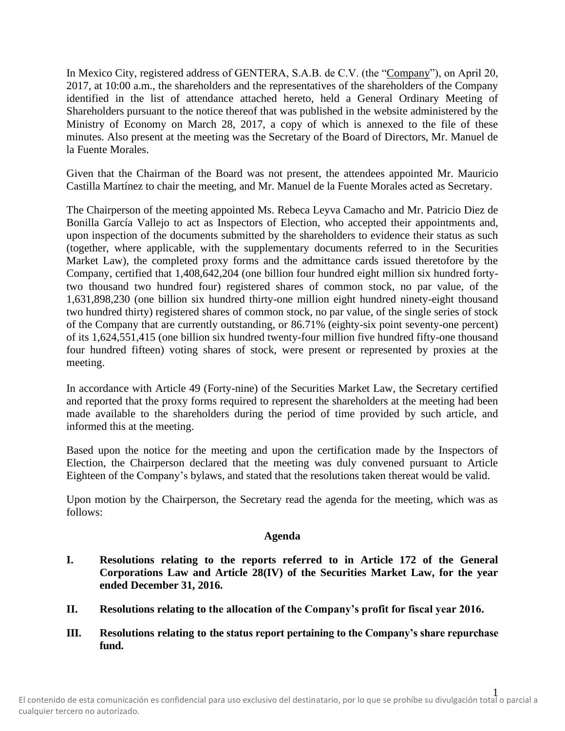In Mexico City, registered address of GENTERA, S.A.B. de C.V. (the "Company"), on April 20, 2017, at 10:00 a.m., the shareholders and the representatives of the shareholders of the Company identified in the list of attendance attached hereto, held a General Ordinary Meeting of Shareholders pursuant to the notice thereof that was published in the website administered by the Ministry of Economy on March 28, 2017, a copy of which is annexed to the file of these minutes. Also present at the meeting was the Secretary of the Board of Directors, Mr. Manuel de la Fuente Morales.

Given that the Chairman of the Board was not present, the attendees appointed Mr. Mauricio Castilla Martínez to chair the meeting, and Mr. Manuel de la Fuente Morales acted as Secretary.

The Chairperson of the meeting appointed Ms. Rebeca Leyva Camacho and Mr. Patricio Diez de Bonilla García Vallejo to act as Inspectors of Election, who accepted their appointments and, upon inspection of the documents submitted by the shareholders to evidence their status as such (together, where applicable, with the supplementary documents referred to in the Securities Market Law), the completed proxy forms and the admittance cards issued theretofore by the Company, certified that 1,408,642,204 (one billion four hundred eight million six hundred forty-two thousand two hundred four) registered shares of common stock, no par value, of the 1,631,898,230 (one billion six hundred thirty-one million eight hundred ninety-eight thousand two hundred thirty) registered shares of common stock, no par value, of the single series of stock of the Company that are currently outstanding, or 86.71% (eighty-six point seventy-one percent) of its 1,624,551,415 (one billion six hundred twenty-four million five hundred fifty-one thousand four hundred fifteen) voting shares of stock, were present or represented by proxies at the meeting.

In accordance with Article 49 (Forty-nine) of the Securities Market Law, the Secretary certified and reported that the proxy forms required to represent the shareholders at the meeting had been made available to the shareholders during the period of time provided by such article, and informed this at the meeting.

Based upon the notice for the meeting and upon the certification made by the Inspectors of Election, the Chairperson declared that the meeting was duly convened pursuant to Article Eighteen of the Company's bylaws, and stated that the resolutions taken thereat would be valid.

Upon motion by the Chairperson, the Secretary read the agenda for the meeting, which was as follows:

## Agenda

**I. Resolutions relating to the reports referred to in Article 172 of the General Corporations Law and Article 28(IV) of the Securities Market Law, for the year ended December 31, 2016.**

**II. Resolutions relating to the allocation of the Company's profit for fiscal year 2016.**

**III. Resolutions relating to the status report pertaining to the Company's share repurchase fund.**

El contenido de esta comunicación es confidencial para uso exclusivo del destinatario, por lo que se prohíbe su divulgación total o parcial a cualquier tercero no autorizado.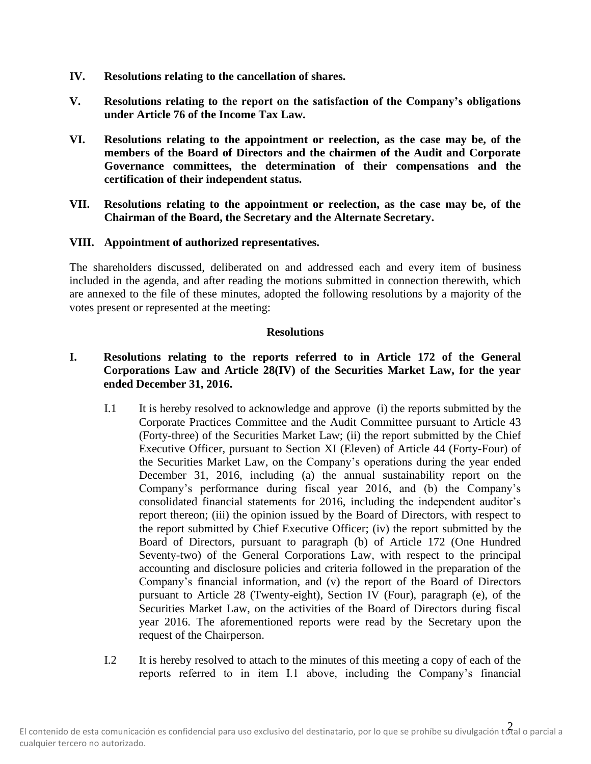**IV. Resolutions relating to the cancellation of shares.**

**V. Resolutions relating to the report on the satisfaction of the Company's obligations under Article 76 of the Income Tax Law.**

**VI. Resolutions relating to the appointment or reelection, as the case may be, of the members of the Board of Directors and the chairmen of the Audit and Corporate Governance committees, the determination of their compensations and the certification of their independent status.**

**VII. Resolutions relating to the appointment or reelection, as the case may be, of the Chairman of the Board, the Secretary and the Alternate Secretary.**

**VIII. Appointment of authorized representatives.**

The shareholders discussed, deliberated on and addressed each and every item of business included in the agenda, and after reading the motions submitted in connection therewith, which are annexed to the file of these minutes, adopted the following resolutions by a majority of the votes present or represented at the meeting:

## Resolutions

**I. Resolutions relating to the reports referred to in Article 172 of the General Corporations Law and Article 28(IV) of the Securities Market Law, for the year ended December 31, 2016.**

I.1 It is hereby resolved to acknowledge and approve (i) the reports submitted by the Corporate Practices Committee and the Audit Committee pursuant to Article 43 (Forty-three) of the Securities Market Law; (ii) the report submitted by the Chief Executive Officer, pursuant to Section XI (Eleven) of Article 44 (Forty-Four) of the Securities Market Law, on the Company's operations during the year ended December 31, 2016, including (a) the annual sustainability report on the Company's performance during fiscal year 2016, and (b) the Company's consolidated financial statements for 2016, including the independent auditor's report thereon; (iii) the opinion issued by the Board of Directors, with respect to the report submitted by Chief Executive Officer; (iv) the report submitted by the Board of Directors, pursuant to paragraph (b) of Article 172 (One Hundred Seventy-two) of the General Corporations Law, with respect to the principal accounting and disclosure policies and criteria followed in the preparation of the Company's financial information, and (v) the report of the Board of Directors pursuant to Article 28 (Twenty-eight), Section IV (Four), paragraph (e), of the Securities Market Law, on the activities of the Board of Directors during fiscal year 2016. The aforementioned reports were read by the Secretary upon the request of the Chairperson.

I.2 It is hereby resolved to attach to the minutes of this meeting a copy of each of the reports referred to in item I.1 above, including the Company's financial

El contenido de esta comunicación es confidencial para uso exclusivo del destinatario, por lo que se prohíbe su divulgación total o parcial a cualquier tercero no autorizado.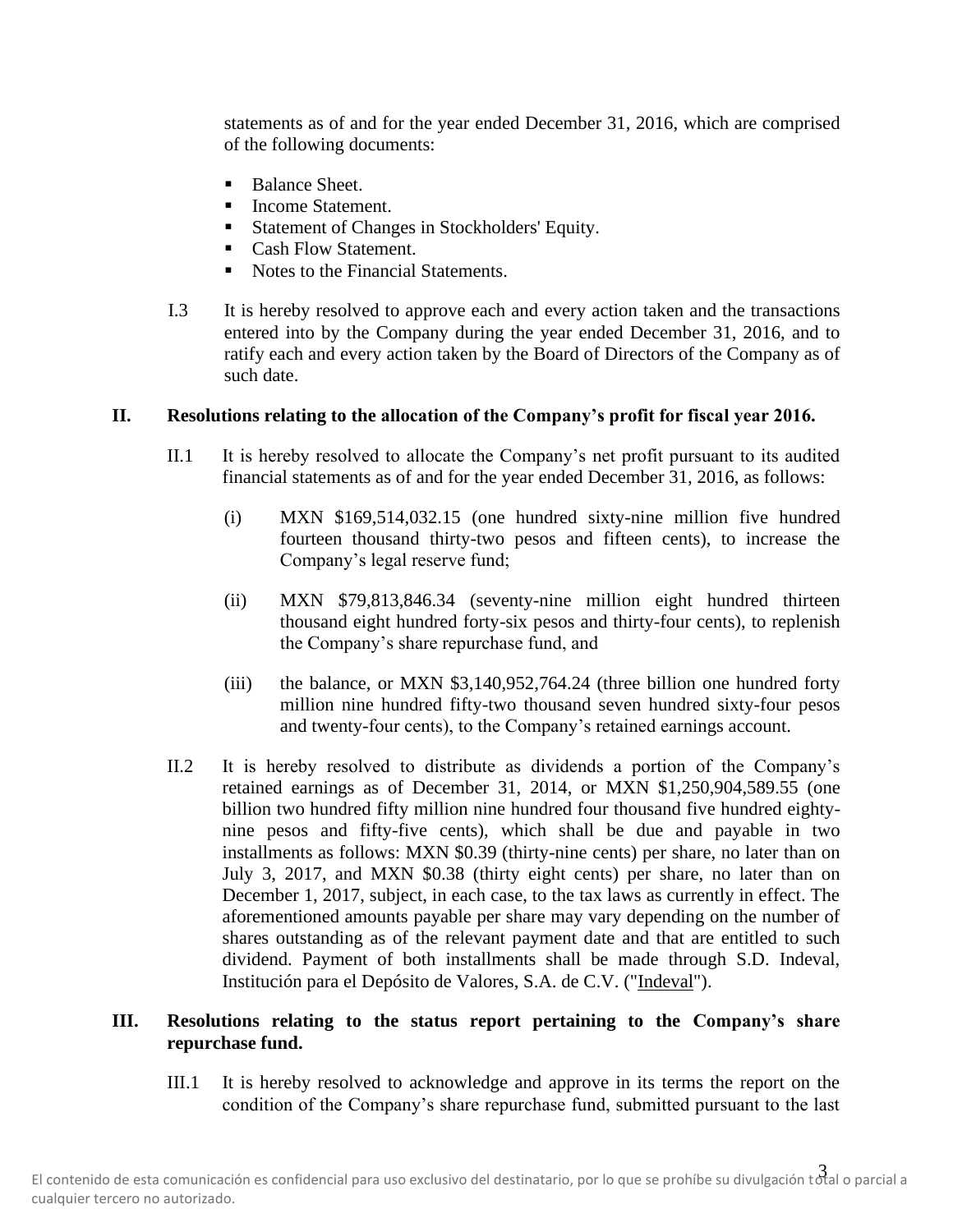statements as of and for the year ended December 31, 2016, which are comprised of the following documents:

- Balance Sheet.
- Income Statement.
- Statement of Changes in Stockholders' Equity.
- Cash Flow Statement.
- Notes to the Financial Statements.

I.3 It is hereby resolved to approve each and every action taken and the transactions entered into by the Company during the year ended December 31, 2016, and to ratify each and every action taken by the Board of Directors of the Company as of such date.

**II. Resolutions relating to the allocation of the Company's profit for fiscal year 2016.**

II.1 It is hereby resolved to allocate the Company's net profit pursuant to its audited financial statements as of and for the year ended December 31, 2016, as follows:

(i) MXN $169,514,032.15 (one hundred sixty-nine million five hundred fourteen thousand thirty-two pesos and fifteen cents), to increase the Company's legal reserve fund;

(ii) MXN $79,813,846.34 (seventy-nine million eight hundred thirteen thousand eight hundred forty-six pesos and thirty-four cents), to replenish the Company's share repurchase fund, and

(iii) the balance, or MXN $3,140,952,764.24 (three billion one hundred forty million nine hundred fifty-two thousand seven hundred sixty-four pesos and twenty-four cents), to the Company's retained earnings account.

II.2 It is hereby resolved to distribute as dividends a portion of the Company's retained earnings as of December 31, 2014, or MXN $1,250,904,589.55 (one billion two hundred fifty million nine hundred four thousand five hundred eighty-nine pesos and fifty-five cents), which shall be due and payable in two installments as follows: MXN $0.39 (thirty-nine cents) per share, no later than on July 3, 2017, and MXN $0.38 (thirty eight cents) per share, no later than on December 1, 2017, subject, in each case, to the tax laws as currently in effect. The aforementioned amounts payable per share may vary depending on the number of shares outstanding as of the relevant payment date and that are entitled to such dividend. Payment of both installments shall be made through S.D. Indeval, Institución para el Depósito de Valores, S.A. de C.V. ("Indeval").

**III. Resolutions relating to the status report pertaining to the Company's share repurchase fund.**

III.1 It is hereby resolved to acknowledge and approve in its terms the report on the condition of the Company's share repurchase fund, submitted pursuant to the last

El contenido de esta comunicación es confidencial para uso exclusivo del destinatario, por lo que se prohíbe su divulgación total o parcial a cualquier tercero no autorizado.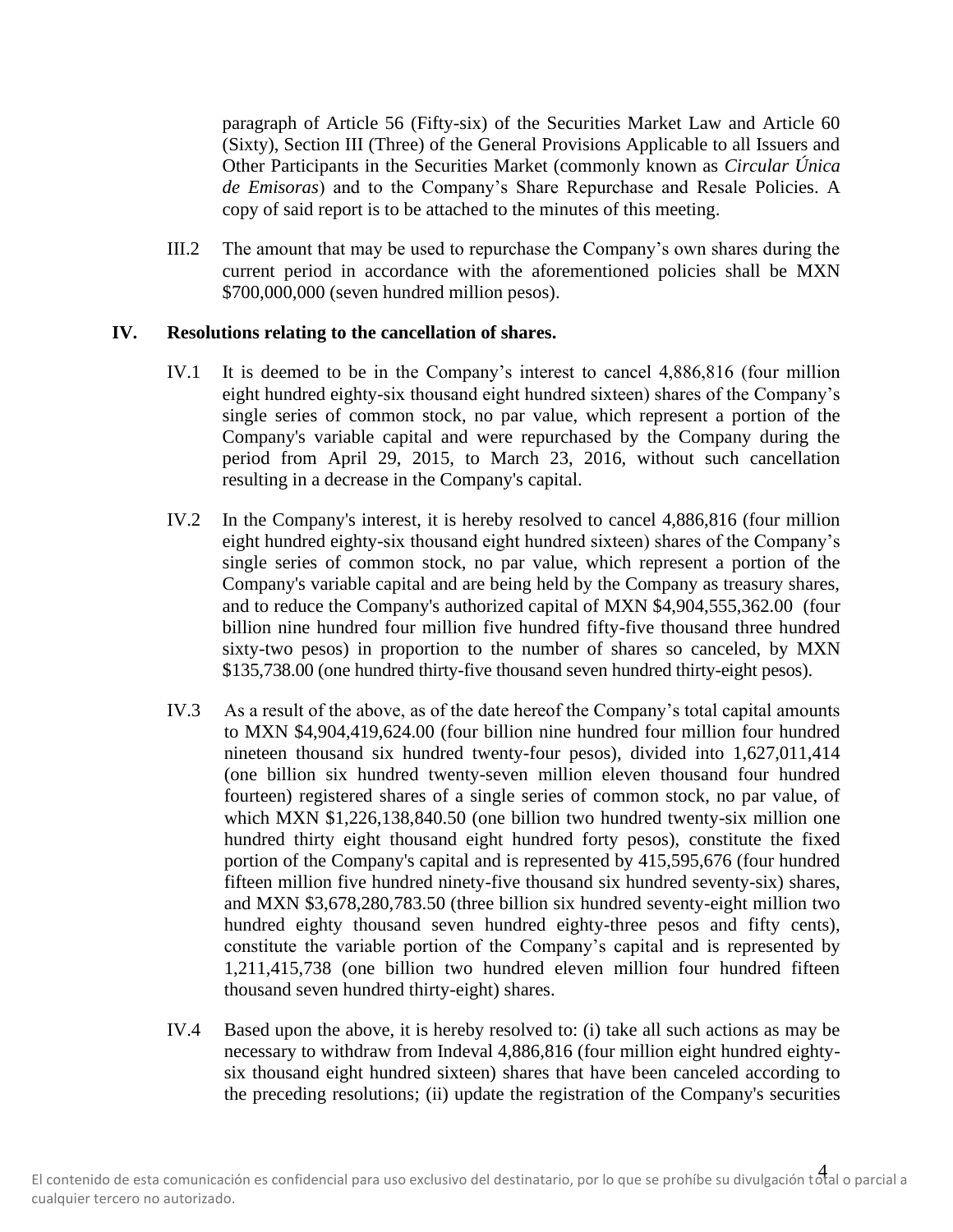paragraph of Article 56 (Fifty-six) of the Securities Market Law and Article 60 (Sixty), Section III (Three) of the General Provisions Applicable to all Issuers and Other Participants in the Securities Market (commonly known as *Circular Única de Emisoras*) and to the Company's Share Repurchase and Resale Policies. A copy of said report is to be attached to the minutes of this meeting.

III.2 The amount that may be used to repurchase the Company's own shares during the current period in accordance with the aforementioned policies shall be MXN $700,000,000 (seven hundred million pesos).

## IV. Resolutions relating to the cancellation of shares.

IV.1 It is deemed to be in the Company's interest to cancel 4,886,816 (four million eight hundred eighty-six thousand eight hundred sixteen) shares of the Company's single series of common stock, no par value, which represent a portion of the Company's variable capital and were repurchased by the Company during the period from April 29, 2015, to March 23, 2016, without such cancellation resulting in a decrease in the Company's capital.

IV.2 In the Company's interest, it is hereby resolved to cancel 4,886,816 (four million eight hundred eighty-six thousand eight hundred sixteen) shares of the Company's single series of common stock, no par value, which represent a portion of the Company's variable capital and are being held by the Company as treasury shares, and to reduce the Company's authorized capital of MXN $4,904,555,362.00 (four billion nine hundred four million five hundred fifty-five thousand three hundred sixty-two pesos) in proportion to the number of shares so canceled, by MXN $135,738.00 (one hundred thirty-five thousand seven hundred thirty-eight pesos).

IV.3 As a result of the above, as of the date hereof the Company's total capital amounts to MXN $4,904,419,624.00 (four billion nine hundred four million four hundred nineteen thousand six hundred twenty-four pesos), divided into 1,627,011,414 (one billion six hundred twenty-seven million eleven thousand four hundred fourteen) registered shares of a single series of common stock, no par value, of which MXN $1,226,138,840.50 (one billion two hundred twenty-six million one hundred thirty eight thousand eight hundred forty pesos), constitute the fixed portion of the Company's capital and is represented by 415,595,676 (four hundred fifteen million five hundred ninety-five thousand six hundred seventy-six) shares, and MXN $3,678,280,783.50 (three billion six hundred seventy-eight million two hundred eighty thousand seven hundred eighty-three pesos and fifty cents), constitute the variable portion of the Company's capital and is represented by 1,211,415,738 (one billion two hundred eleven million four hundred fifteen thousand seven hundred thirty-eight) shares.

IV.4 Based upon the above, it is hereby resolved to: (i) take all such actions as may be necessary to withdraw from Indeval 4,886,816 (four million eight hundred eighty-six thousand eight hundred sixteen) shares that have been canceled according to the preceding resolutions; (ii) update the registration of the Company's securities

El contenido de esta comunicación es confidencial para uso exclusivo del destinatario, por lo que se prohíbe su divulgación total o parcial a cualquier tercero no autorizado.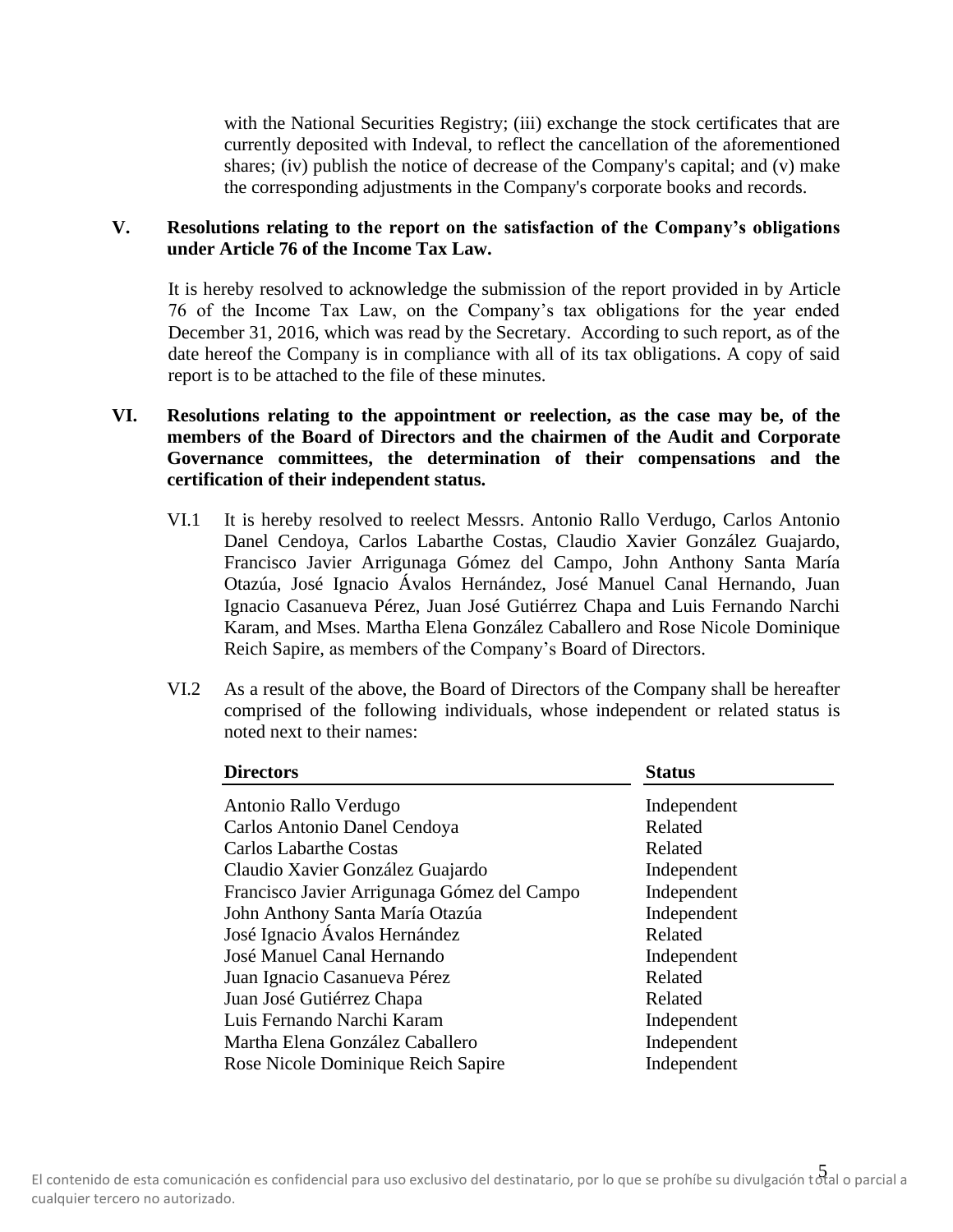with the National Securities Registry; (iii) exchange the stock certificates that are currently deposited with Indeval, to reflect the cancellation of the aforementioned shares; (iv) publish the notice of decrease of the Company's capital; and (v) make the corresponding adjustments in the Company's corporate books and records.

**V. Resolutions relating to the report on the satisfaction of the Company's obligations under Article 76 of the Income Tax Law.**

It is hereby resolved to acknowledge the submission of the report provided in by Article 76 of the Income Tax Law, on the Company's tax obligations for the year ended December 31, 2016, which was read by the Secretary. According to such report, as of the date hereof the Company is in compliance with all of its tax obligations. A copy of said report is to be attached to the file of these minutes.

**VI. Resolutions relating to the appointment or reelection, as the case may be, of the members of the Board of Directors and the chairmen of the Audit and Corporate Governance committees, the determination of their compensations and the certification of their independent status.**

VI.1 It is hereby resolved to reelect Messrs. Antonio Rallo Verdugo, Carlos Antonio Danel Cendoya, Carlos Labarthe Costas, Claudio Xavier González Guajardo, Francisco Javier Arrigunaga Gómez del Campo, John Anthony Santa María Otazúa, José Ignacio Ávalos Hernández, José Manuel Canal Hernando, Juan Ignacio Casanueva Pérez, Juan José Gutiérrez Chapa and Luis Fernando Narchi Karam, and Mses. Martha Elena González Caballero and Rose Nicole Dominique Reich Sapire, as members of the Company's Board of Directors.

VI.2 As a result of the above, the Board of Directors of the Company shall be hereafter comprised of the following individuals, whose independent or related status is noted next to their names:

| Directors | Status |
|---|---|
| Antonio Rallo Verdugo | Independent |
| Carlos Antonio Danel Cendoya | Related |
| Carlos Labarthe Costas | Related |
| Claudio Xavier González Guajardo | Independent |
| Francisco Javier Arrigunaga Gómez del Campo | Independent |
| John Anthony Santa María Otazúa | Independent |
| José Ignacio Ávalos Hernández | Related |
| José Manuel Canal Hernando | Independent |
| Juan Ignacio Casanueva Pérez | Related |
| Juan José Gutiérrez Chapa | Related |
| Luis Fernando Narchi Karam | Independent |
| Martha Elena González Caballero | Independent |
| Rose Nicole Dominique Reich Sapire | Independent |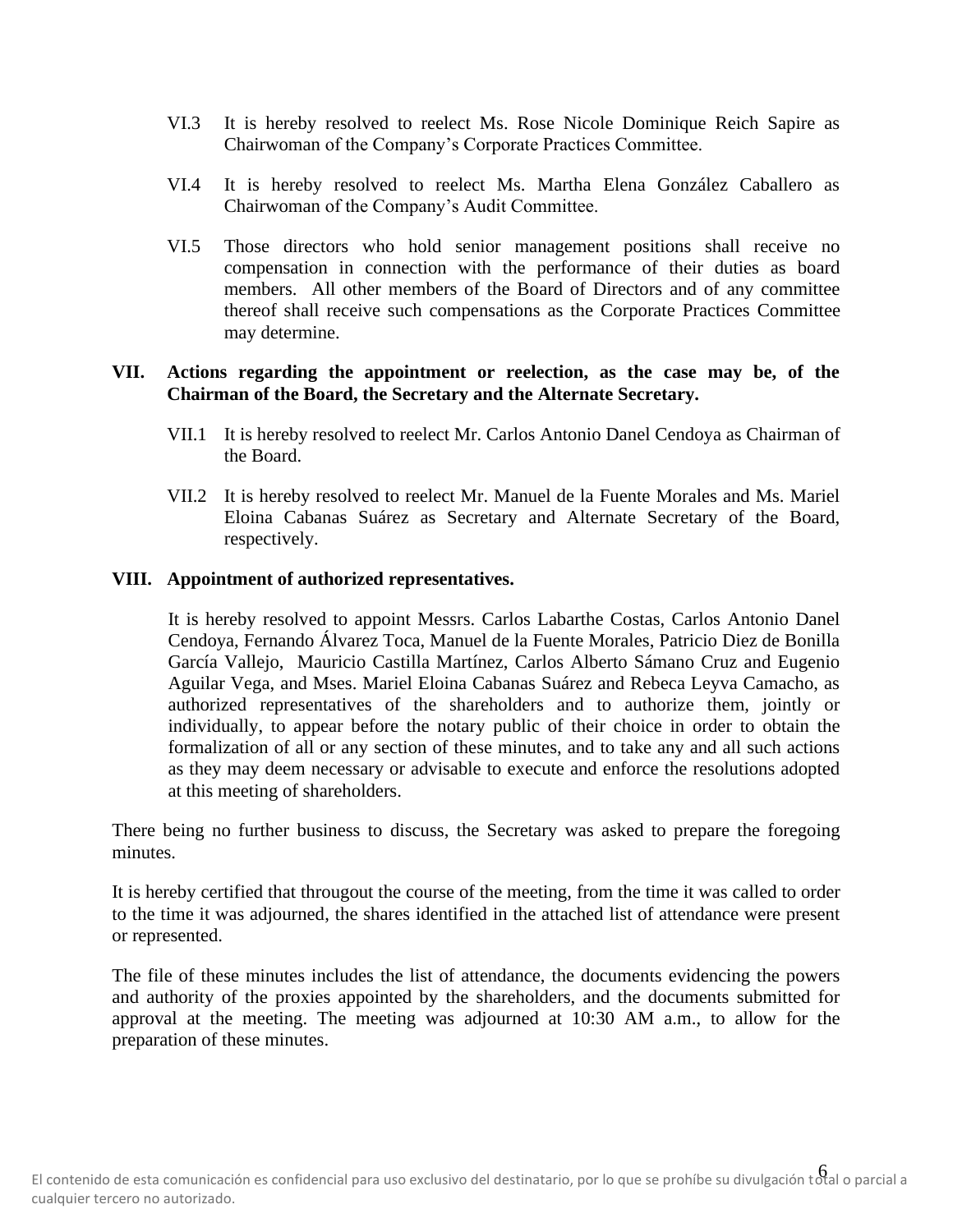VI.3 It is hereby resolved to reelect Ms. Rose Nicole Dominique Reich Sapire as Chairwoman of the Company's Corporate Practices Committee.

VI.4 It is hereby resolved to reelect Ms. Martha Elena González Caballero as Chairwoman of the Company's Audit Committee.

VI.5 Those directors who hold senior management positions shall receive no compensation in connection with the performance of their duties as board members. All other members of the Board of Directors and of any committee thereof shall receive such compensations as the Corporate Practices Committee may determine.

**VII. Actions regarding the appointment or reelection, as the case may be, of the Chairman of the Board, the Secretary and the Alternate Secretary.**

VII.1 It is hereby resolved to reelect Mr. Carlos Antonio Danel Cendoya as Chairman of the Board.

VII.2 It is hereby resolved to reelect Mr. Manuel de la Fuente Morales and Ms. Mariel Eloina Cabanas Suárez as Secretary and Alternate Secretary of the Board, respectively.

**VIII. Appointment of authorized representatives.**

It is hereby resolved to appoint Messrs. Carlos Labarthe Costas, Carlos Antonio Danel Cendoya, Fernando Álvarez Toca, Manuel de la Fuente Morales, Patricio Diez de Bonilla García Vallejo, Mauricio Castilla Martínez, Carlos Alberto Sámano Cruz and Eugenio Aguilar Vega, and Mses. Mariel Eloina Cabanas Suárez and Rebeca Leyva Camacho, as authorized representatives of the shareholders and to authorize them, jointly or individually, to appear before the notary public of their choice in order to obtain the formalization of all or any section of these minutes, and to take any and all such actions as they may deem necessary or advisable to execute and enforce the resolutions adopted at this meeting of shareholders.

There being no further business to discuss, the Secretary was asked to prepare the foregoing minutes.

It is hereby certified that througout the course of the meeting, from the time it was called to order to the time it was adjourned, the shares identified in the attached list of attendance were present or represented.

The file of these minutes includes the list of attendance, the documents evidencing the powers and authority of the proxies appointed by the shareholders, and the documents submitted for approval at the meeting. The meeting was adjourned at 10:30 AM a.m., to allow for the preparation of these minutes.

El contenido de esta comunicación es confidencial para uso exclusivo del destinatario, por lo que se prohíbe su divulgación total o parcial a cualquier tercero no autorizado.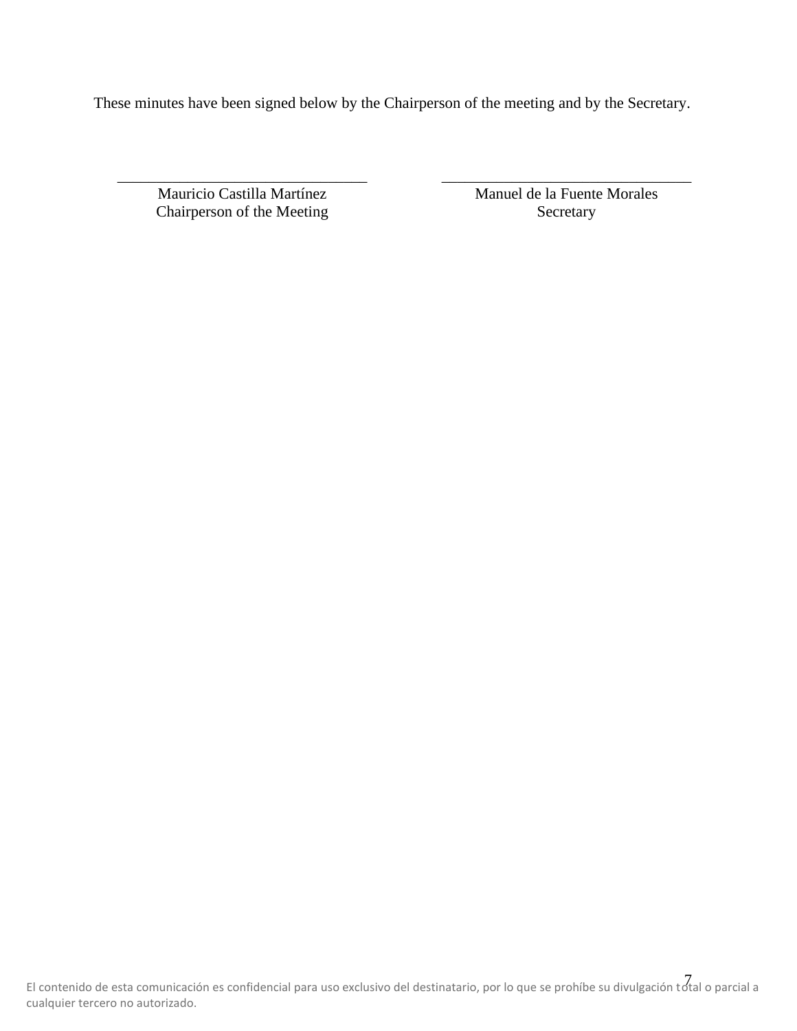These minutes have been signed below by the Chairperson of the meeting and by the Secretary.

\_\_\_\_\_\_\_\_\_\_\_\_\_\_\_\_\_\_\_\_\_\_\_\_\_\_\_\_\_\_\_\_
Mauricio Castilla Martínez
Chairperson of the Meeting

\_\_\_\_\_\_\_\_\_\_\_\_\_\_\_\_\_\_\_\_\_\_\_\_\_\_\_\_\_\_\_\_
Manuel de la Fuente Morales
Secretary